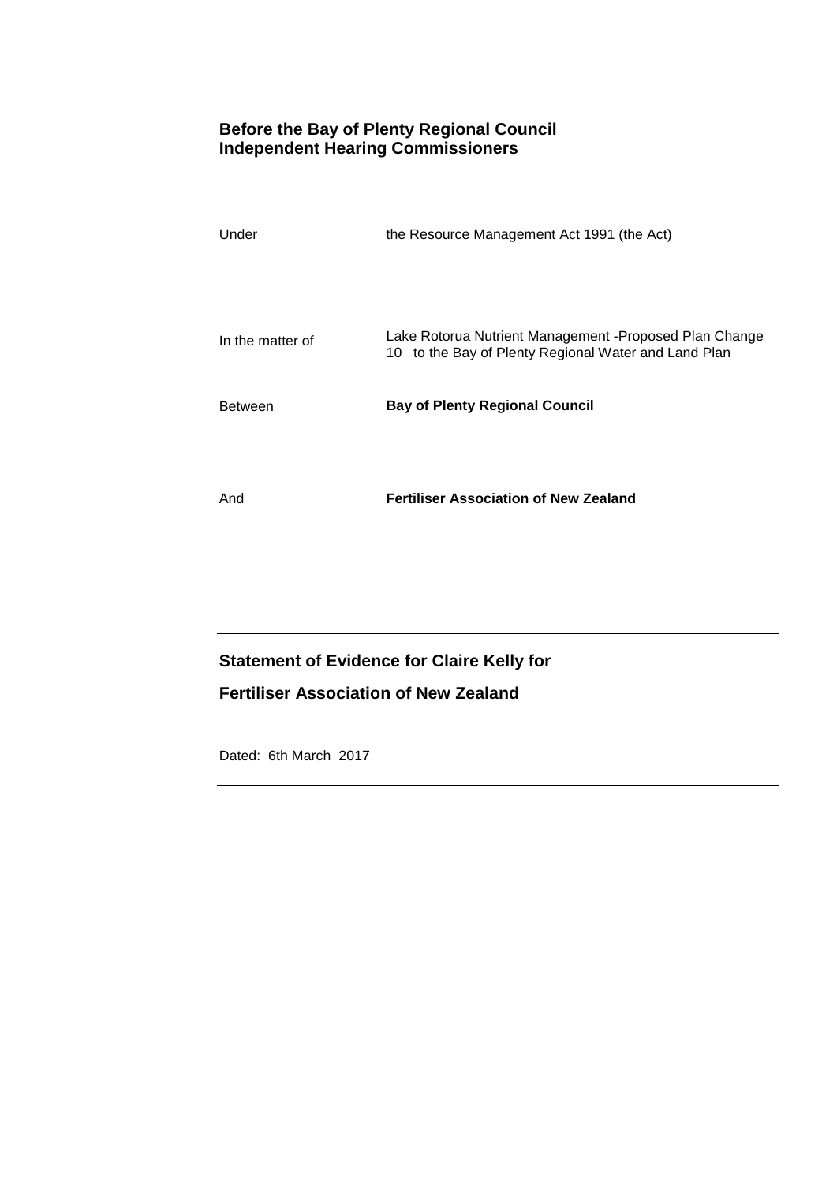**Before the Bay of Plenty Regional Council**
**Independent Hearing Commissioners**

| | |
|---|---|
| Under | the Resource Management Act 1991 (the Act) |
| In the matter of | Lake Rotorua Nutrient Management -Proposed Plan Change 10 to the Bay of Plenty Regional Water and Land Plan |
| Between | **Bay of Plenty Regional Council** |
| And | **Fertiliser Association of New Zealand** |

---

**Statement of Evidence for Claire Kelly for**

**Fertiliser Association of New Zealand**

Dated: 6th March 2017

---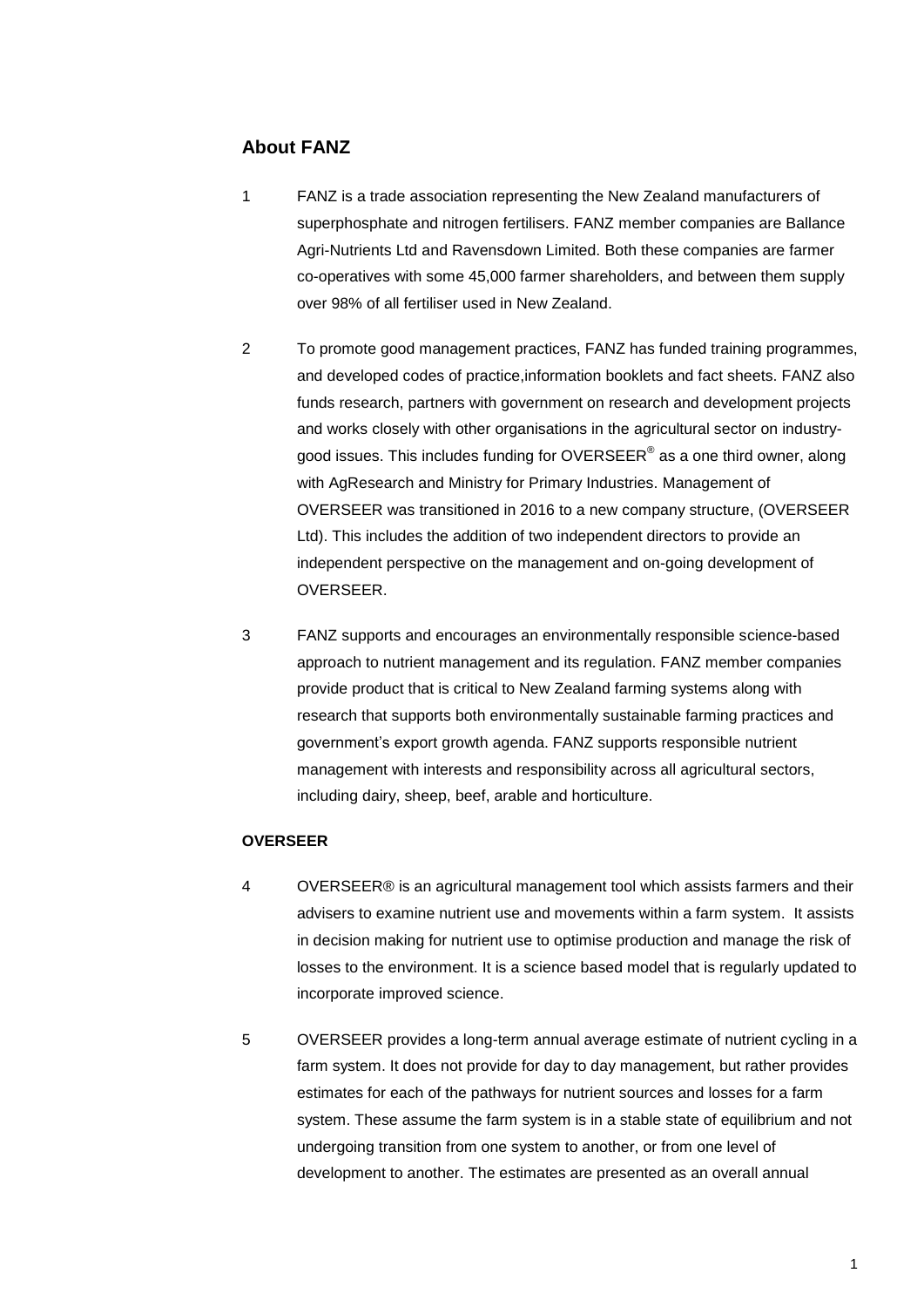## About FANZ

1. FANZ is a trade association representing the New Zealand manufacturers of superphosphate and nitrogen fertilisers. FANZ member companies are Ballance Agri-Nutrients Ltd and Ravensdown Limited. Both these companies are farmer co-operatives with some 45,000 farmer shareholders, and between them supply over 98% of all fertiliser used in New Zealand.

2. To promote good management practices, FANZ has funded training programmes, and developed codes of practice,information booklets and fact sheets. FANZ also funds research, partners with government on research and development projects and works closely with other organisations in the agricultural sector on industry-good issues. This includes funding for OVERSEER® as a one third owner, along with AgResearch and Ministry for Primary Industries. Management of OVERSEER was transitioned in 2016 to a new company structure, (OVERSEER Ltd). This includes the addition of two independent directors to provide an independent perspective on the management and on-going development of OVERSEER.

3. FANZ supports and encourages an environmentally responsible science-based approach to nutrient management and its regulation. FANZ member companies provide product that is critical to New Zealand farming systems along with research that supports both environmentally sustainable farming practices and government's export growth agenda. FANZ supports responsible nutrient management with interests and responsibility across all agricultural sectors, including dairy, sheep, beef, arable and horticulture.

### OVERSEER

4. OVERSEER® is an agricultural management tool which assists farmers and their advisers to examine nutrient use and movements within a farm system. It assists in decision making for nutrient use to optimise production and manage the risk of losses to the environment. It is a science based model that is regularly updated to incorporate improved science.

5. OVERSEER provides a long-term annual average estimate of nutrient cycling in a farm system. It does not provide for day to day management, but rather provides estimates for each of the pathways for nutrient sources and losses for a farm system. These assume the farm system is in a stable state of equilibrium and not undergoing transition from one system to another, or from one level of development to another. The estimates are presented as an overall annual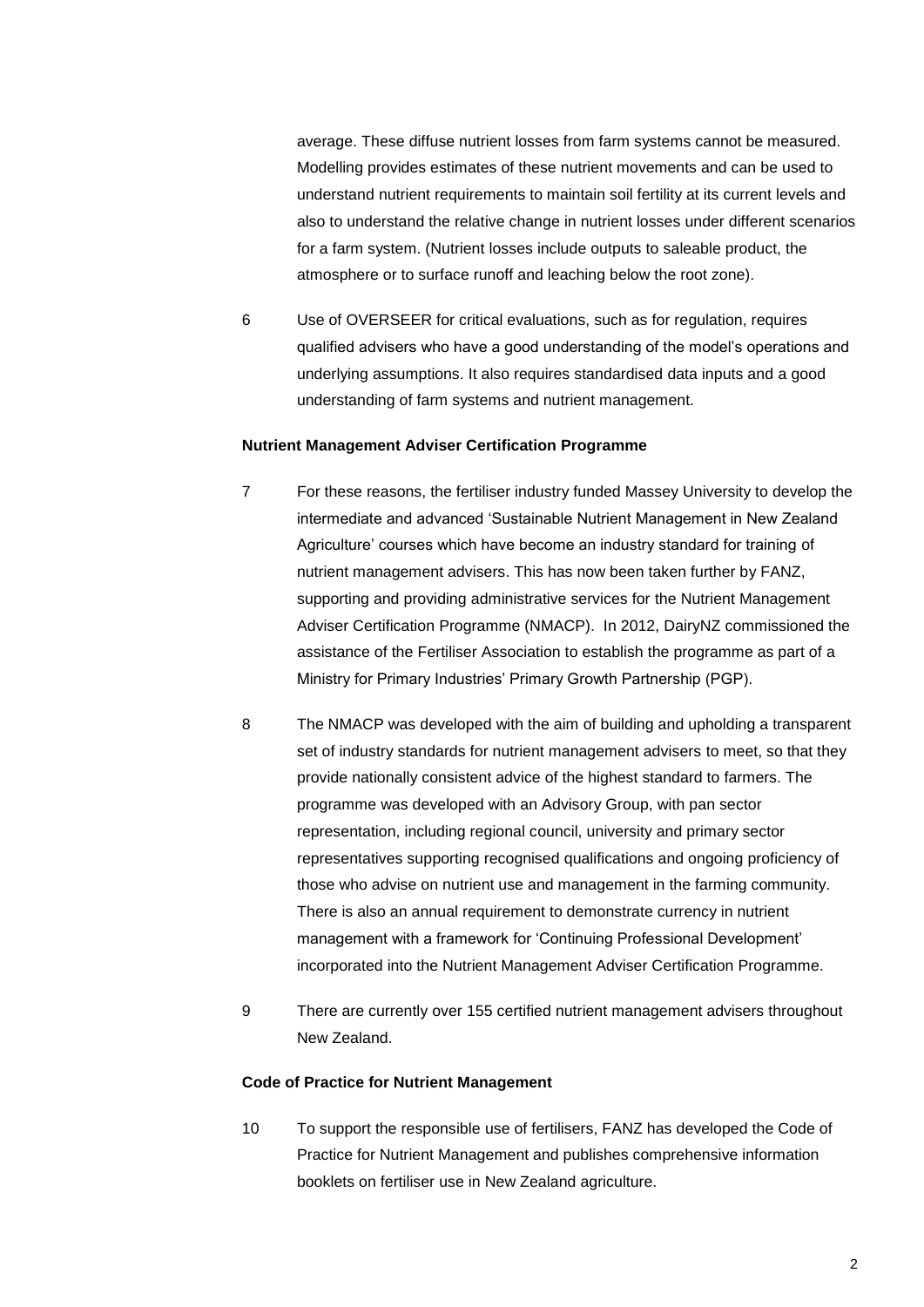average. These diffuse nutrient losses from farm systems cannot be measured. Modelling provides estimates of these nutrient movements and can be used to understand nutrient requirements to maintain soil fertility at its current levels and also to understand the relative change in nutrient losses under different scenarios for a farm system. (Nutrient losses include outputs to saleable product, the atmosphere or to surface runoff and leaching below the root zone).

6 Use of OVERSEER for critical evaluations, such as for regulation, requires qualified advisers who have a good understanding of the model's operations and underlying assumptions. It also requires standardised data inputs and a good understanding of farm systems and nutrient management.

**Nutrient Management Adviser Certification Programme**

7 For these reasons, the fertiliser industry funded Massey University to develop the intermediate and advanced 'Sustainable Nutrient Management in New Zealand Agriculture' courses which have become an industry standard for training of nutrient management advisers. This has now been taken further by FANZ, supporting and providing administrative services for the Nutrient Management Adviser Certification Programme (NMACP). In 2012, DairyNZ commissioned the assistance of the Fertiliser Association to establish the programme as part of a Ministry for Primary Industries' Primary Growth Partnership (PGP).

8 The NMACP was developed with the aim of building and upholding a transparent set of industry standards for nutrient management advisers to meet, so that they provide nationally consistent advice of the highest standard to farmers. The programme was developed with an Advisory Group, with pan sector representation, including regional council, university and primary sector representatives supporting recognised qualifications and ongoing proficiency of those who advise on nutrient use and management in the farming community. There is also an annual requirement to demonstrate currency in nutrient management with a framework for 'Continuing Professional Development' incorporated into the Nutrient Management Adviser Certification Programme.

9 There are currently over 155 certified nutrient management advisers throughout New Zealand.

**Code of Practice for Nutrient Management**

10 To support the responsible use of fertilisers, FANZ has developed the Code of Practice for Nutrient Management and publishes comprehensive information booklets on fertiliser use in New Zealand agriculture.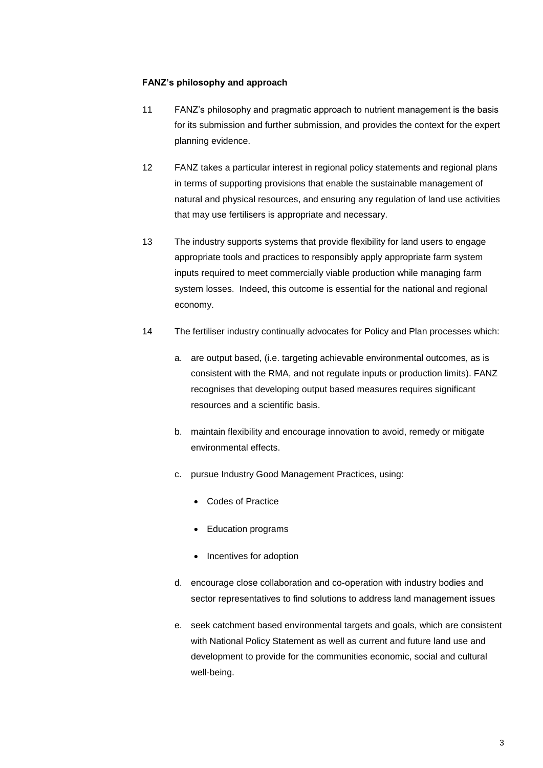**FANZ's philosophy and approach**

11 FANZ's philosophy and pragmatic approach to nutrient management is the basis for its submission and further submission, and provides the context for the expert planning evidence.

12 FANZ takes a particular interest in regional policy statements and regional plans in terms of supporting provisions that enable the sustainable management of natural and physical resources, and ensuring any regulation of land use activities that may use fertilisers is appropriate and necessary.

13 The industry supports systems that provide flexibility for land users to engage appropriate tools and practices to responsibly apply appropriate farm system inputs required to meet commercially viable production while managing farm system losses. Indeed, this outcome is essential for the national and regional economy.

14 The fertiliser industry continually advocates for Policy and Plan processes which:

a. are output based, (i.e. targeting achievable environmental outcomes, as is consistent with the RMA, and not regulate inputs or production limits). FANZ recognises that developing output based measures requires significant resources and a scientific basis.

b. maintain flexibility and encourage innovation to avoid, remedy or mitigate environmental effects.

c. pursue Industry Good Management Practices, using:

- Codes of Practice
- Education programs
- Incentives for adoption

d. encourage close collaboration and co-operation with industry bodies and sector representatives to find solutions to address land management issues

e. seek catchment based environmental targets and goals, which are consistent with National Policy Statement as well as current and future land use and development to provide for the communities economic, social and cultural well-being.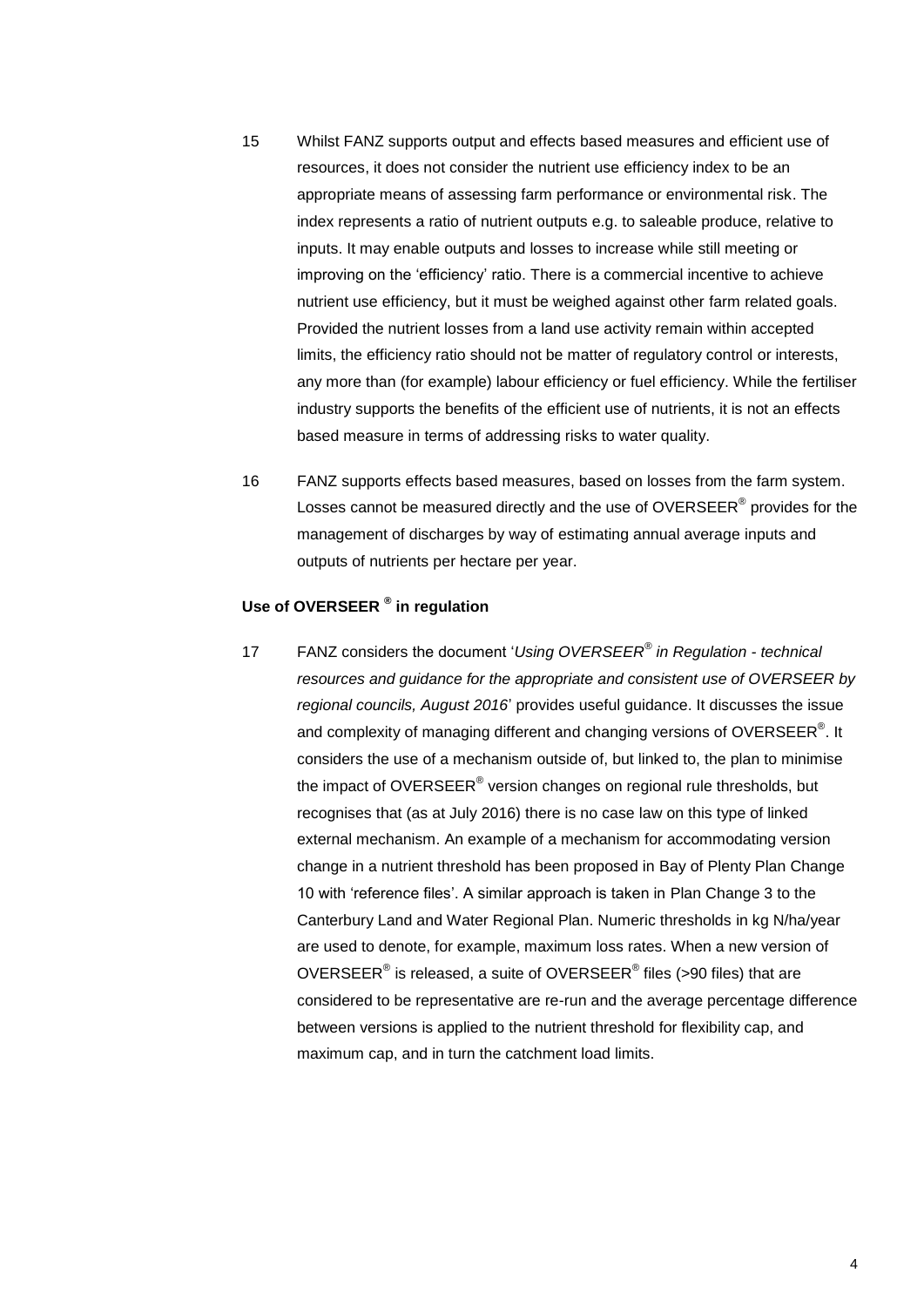15 Whilst FANZ supports output and effects based measures and efficient use of resources, it does not consider the nutrient use efficiency index to be an appropriate means of assessing farm performance or environmental risk. The index represents a ratio of nutrient outputs e.g. to saleable produce, relative to inputs. It may enable outputs and losses to increase while still meeting or improving on the 'efficiency' ratio. There is a commercial incentive to achieve nutrient use efficiency, but it must be weighed against other farm related goals. Provided the nutrient losses from a land use activity remain within accepted limits, the efficiency ratio should not be matter of regulatory control or interests, any more than (for example) labour efficiency or fuel efficiency. While the fertiliser industry supports the benefits of the efficient use of nutrients, it is not an effects based measure in terms of addressing risks to water quality.

16 FANZ supports effects based measures, based on losses from the farm system. Losses cannot be measured directly and the use of OVERSEER® provides for the management of discharges by way of estimating annual average inputs and outputs of nutrients per hectare per year.

**Use of OVERSEER ® in regulation**

17 FANZ considers the document '*Using OVERSEER® in Regulation - technical resources and guidance for the appropriate and consistent use of OVERSEER by regional councils, August 2016*' provides useful guidance. It discusses the issue and complexity of managing different and changing versions of OVERSEER®. It considers the use of a mechanism outside of, but linked to, the plan to minimise the impact of OVERSEER® version changes on regional rule thresholds, but recognises that (as at July 2016) there is no case law on this type of linked external mechanism. An example of a mechanism for accommodating version change in a nutrient threshold has been proposed in Bay of Plenty Plan Change 10 with 'reference files'. A similar approach is taken in Plan Change 3 to the Canterbury Land and Water Regional Plan. Numeric thresholds in kg N/ha/year are used to denote, for example, maximum loss rates. When a new version of OVERSEER® is released, a suite of OVERSEER® files (>90 files) that are considered to be representative are re-run and the average percentage difference between versions is applied to the nutrient threshold for flexibility cap, and maximum cap, and in turn the catchment load limits.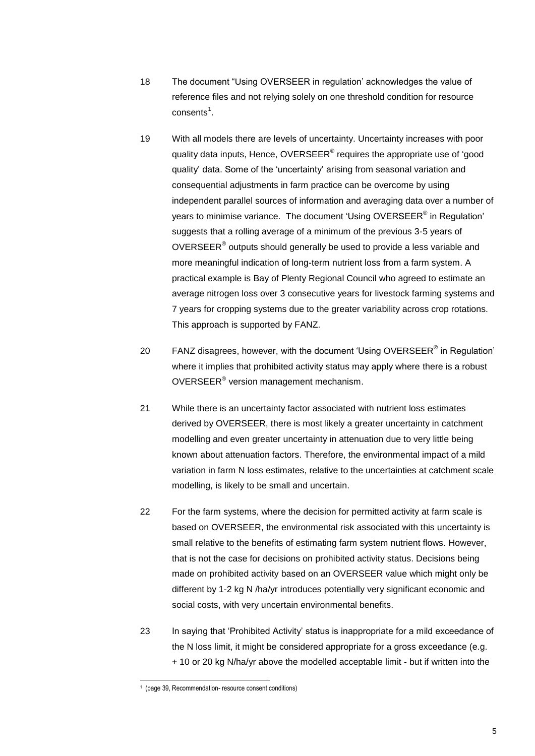18 The document "Using OVERSEER in regulation' acknowledges the value of reference files and not relying solely on one threshold condition for resource consents[1].

19 With all models there are levels of uncertainty. Uncertainty increases with poor quality data inputs, Hence, OVERSEER® requires the appropriate use of 'good quality' data. Some of the 'uncertainty' arising from seasonal variation and consequential adjustments in farm practice can be overcome by using independent parallel sources of information and averaging data over a number of years to minimise variance. The document 'Using OVERSEER® in Regulation' suggests that a rolling average of a minimum of the previous 3-5 years of OVERSEER® outputs should generally be used to provide a less variable and more meaningful indication of long-term nutrient loss from a farm system. A practical example is Bay of Plenty Regional Council who agreed to estimate an average nitrogen loss over 3 consecutive years for livestock farming systems and 7 years for cropping systems due to the greater variability across crop rotations. This approach is supported by FANZ.

20 FANZ disagrees, however, with the document 'Using OVERSEER® in Regulation' where it implies that prohibited activity status may apply where there is a robust OVERSEER® version management mechanism.

21 While there is an uncertainty factor associated with nutrient loss estimates derived by OVERSEER, there is most likely a greater uncertainty in catchment modelling and even greater uncertainty in attenuation due to very little being known about attenuation factors. Therefore, the environmental impact of a mild variation in farm N loss estimates, relative to the uncertainties at catchment scale modelling, is likely to be small and uncertain.

22 For the farm systems, where the decision for permitted activity at farm scale is based on OVERSEER, the environmental risk associated with this uncertainty is small relative to the benefits of estimating farm system nutrient flows. However, that is not the case for decisions on prohibited activity status. Decisions being made on prohibited activity based on an OVERSEER value which might only be different by 1-2 kg N /ha/yr introduces potentially very significant economic and social costs, with very uncertain environmental benefits.

23 In saying that 'Prohibited Activity' status is inappropriate for a mild exceedance of the N loss limit, it might be considered appropriate for a gross exceedance (e.g. + 10 or 20 kg N/ha/yr above the modelled acceptable limit - but if written into the

[1] (page 39, Recommendation- resource consent conditions)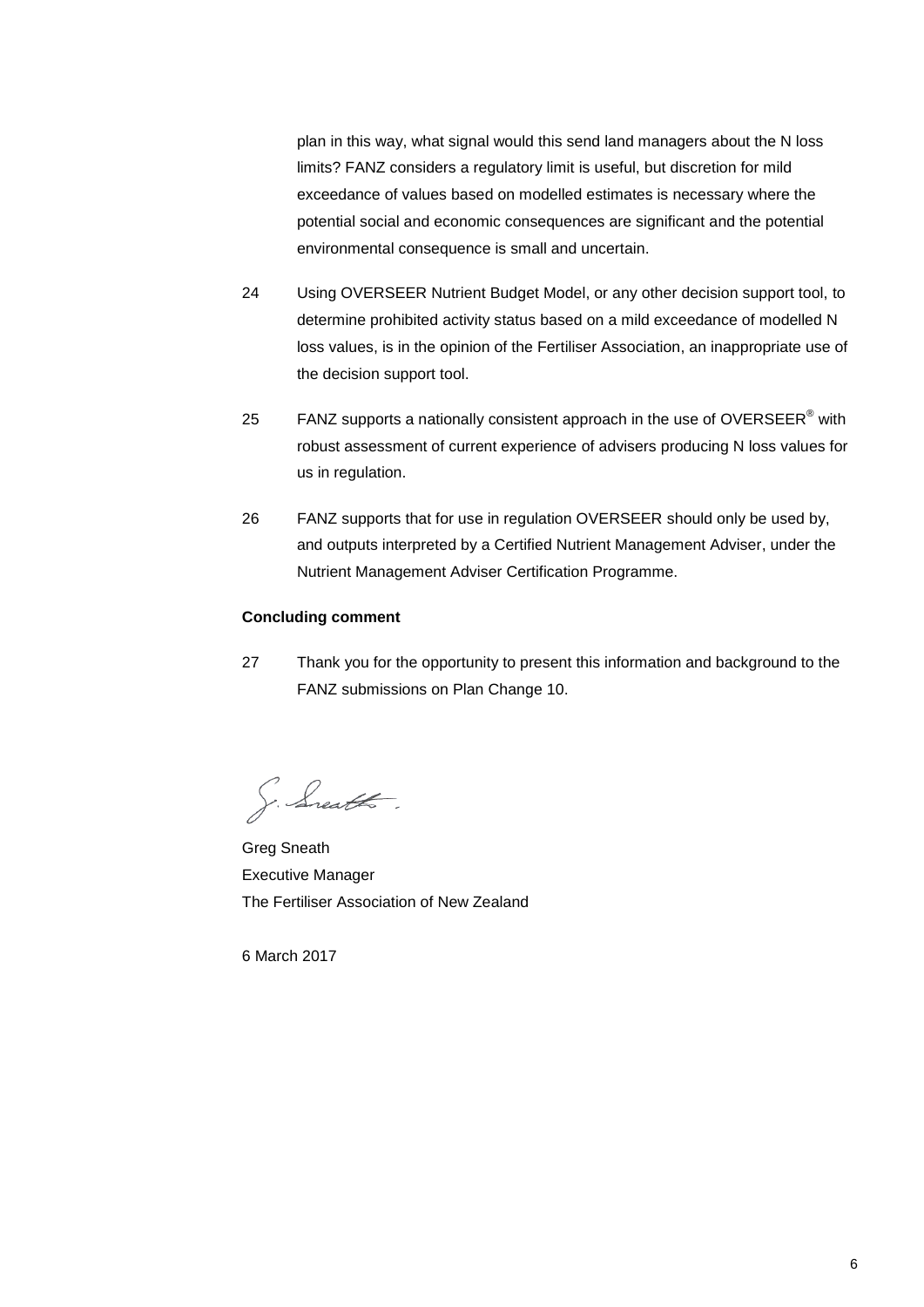plan in this way, what signal would this send land managers about the N loss limits? FANZ considers a regulatory limit is useful, but discretion for mild exceedance of values based on modelled estimates is necessary where the potential social and economic consequences are significant and the potential environmental consequence is small and uncertain.

24 Using OVERSEER Nutrient Budget Model, or any other decision support tool, to determine prohibited activity status based on a mild exceedance of modelled N loss values, is in the opinion of the Fertiliser Association, an inappropriate use of the decision support tool.

25 FANZ supports a nationally consistent approach in the use of OVERSEER® with robust assessment of current experience of advisers producing N loss values for us in regulation.

26 FANZ supports that for use in regulation OVERSEER should only be used by, and outputs interpreted by a Certified Nutrient Management Adviser, under the Nutrient Management Adviser Certification Programme.

**Concluding comment**

27 Thank you for the opportunity to present this information and background to the FANZ submissions on Plan Change 10.

G. Sneath.

Greg Sneath
Executive Manager
The Fertiliser Association of New Zealand

6 March 2017